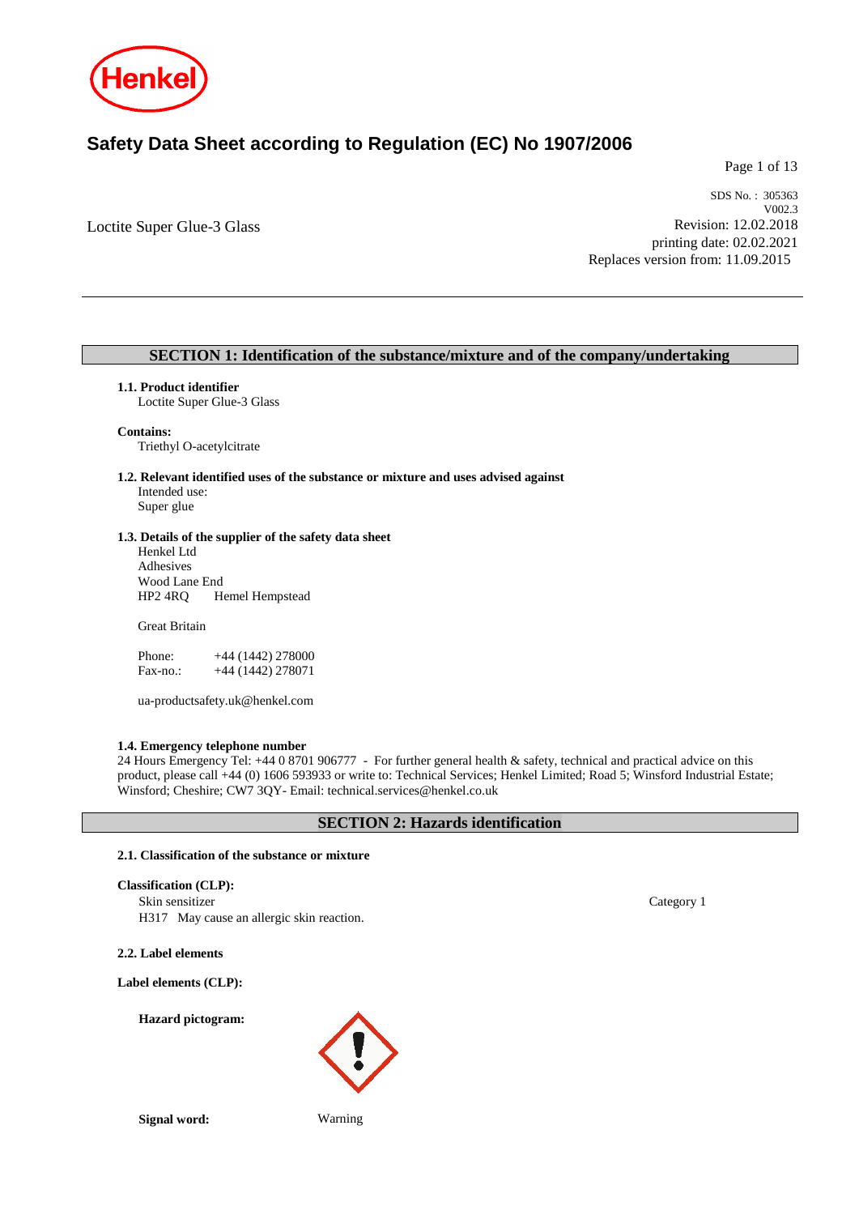# Safety Data Sheet according to Regulation (EC) No 1907/2006

Loctite Super Glue-3 Glass

SDS No. : 305363
V002.3
Revision: 12.02.2018
printing date: 02.02.2021
Replaces version from: 11.09.2015

## SECTION 1: Identification of the substance/mixture and of the company/undertaking

**1.1. Product identifier**
Loctite Super Glue-3 Glass

**Contains:**
Triethyl O-acetylcitrate

**1.2. Relevant identified uses of the substance or mixture and uses advised against**
Intended use:
Super glue

**1.3. Details of the supplier of the safety data sheet**
Henkel Ltd
Adhesives
Wood Lane End
HP2 4RQ Hemel Hempstead

Great Britain

Phone: +44 (1442) 278000
Fax-no.: +44 (1442) 278071

ua-productsafety.uk@henkel.com

**1.4. Emergency telephone number**
24 Hours Emergency Tel: +44 0 8701 906777 - For further general health & safety, technical and practical advice on this product, please call +44 (0) 1606 593933 or write to: Technical Services; Henkel Limited; Road 5; Winsford Industrial Estate; Winsford; Cheshire; CW7 3QY- Email: technical.services@henkel.co.uk

## SECTION 2: Hazards identification

**2.1. Classification of the substance or mixture**

**Classification (CLP):**
Skin sensitizer — Category 1
H317 May cause an allergic skin reaction.

**2.2. Label elements**

**Label elements (CLP):**

**Hazard pictogram:**

**Signal word:** Warning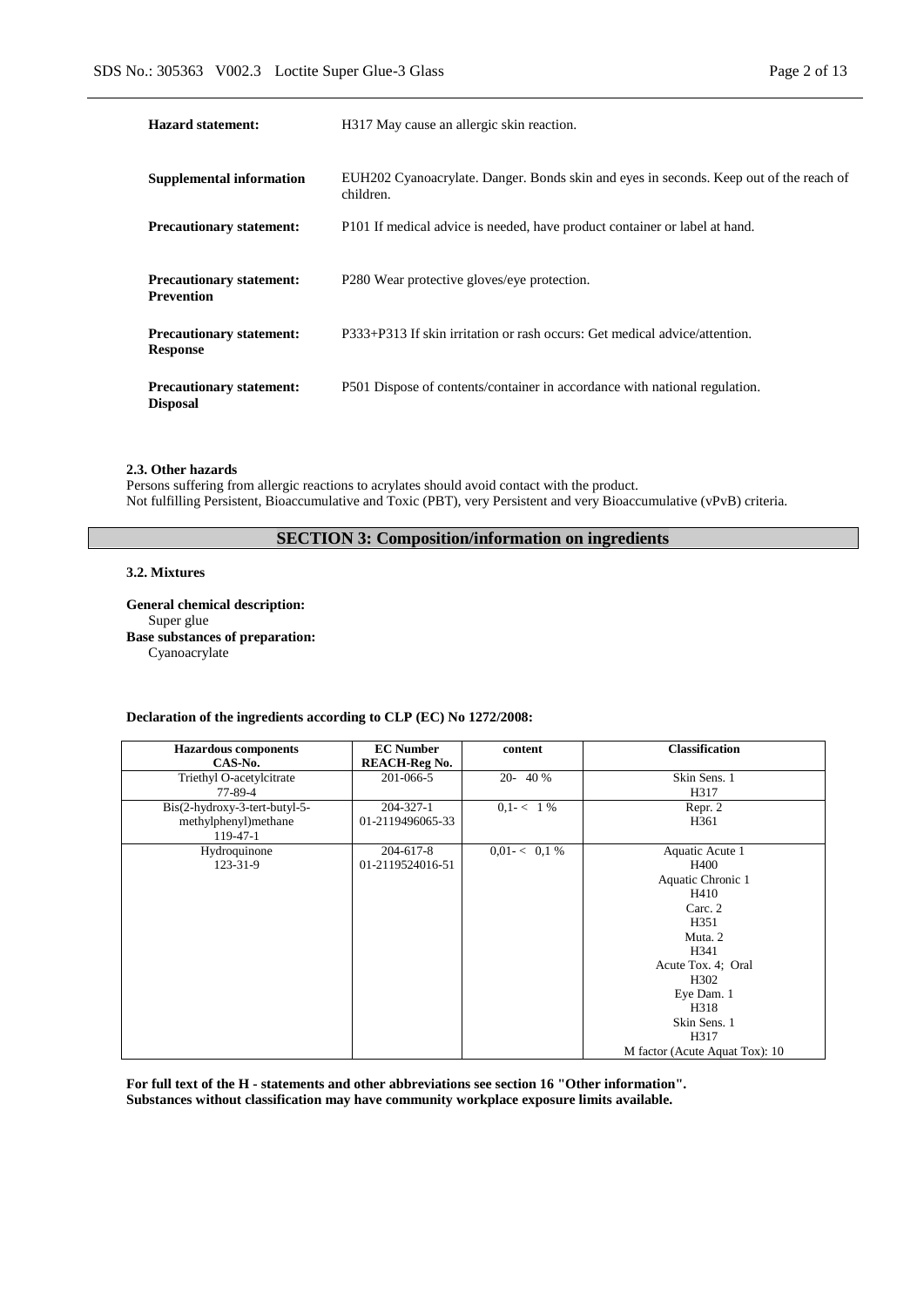| | |
|---|---|
| **Hazard statement:** | H317 May cause an allergic skin reaction. |
| **Supplemental information** | EUH202 Cyanoacrylate. Danger. Bonds skin and eyes in seconds. Keep out of the reach of children. |
| **Precautionary statement:** | P101 If medical advice is needed, have product container or label at hand. |
| **Precautionary statement: Prevention** | P280 Wear protective gloves/eye protection. |
| **Precautionary statement: Response** | P333+P313 If skin irritation or rash occurs: Get medical advice/attention. |
| **Precautionary statement: Disposal** | P501 Dispose of contents/container in accordance with national regulation. |

**2.3. Other hazards**

Persons suffering from allergic reactions to acrylates should avoid contact with the product.
Not fulfilling Persistent, Bioaccumulative and Toxic (PBT), very Persistent and very Bioaccumulative (vPvB) criteria.

## SECTION 3: Composition/information on ingredients

**3.2. Mixtures**

**General chemical description:**
Super glue

**Base substances of preparation:**
Cyanoacrylate

**Declaration of the ingredients according to CLP (EC) No 1272/2008:**

| Hazardous components CAS-No. | EC Number REACH-Reg No. | content | Classification |
|---|---|---|---|
| Triethyl O-acetylcitrate 77-89-4 | 201-066-5 | 20- 40 % | Skin Sens. 1 H317 |
| Bis(2-hydroxy-3-tert-butyl-5-methylphenyl)methane 119-47-1 | 204-327-1 01-2119496065-33 | 0,1- < 1 % | Repr. 2 H361 |
| Hydroquinone 123-31-9 | 204-617-8 01-2119524016-51 | 0,01- < 0,1 % | Aquatic Acute 1 H400 Aquatic Chronic 1 H410 Carc. 2 H351 Muta. 2 H341 Acute Tox. 4; Oral H302 Eye Dam. 1 H318 Skin Sens. 1 H317 M factor (Acute Aquat Tox): 10 |

**For full text of the H - statements and other abbreviations see section 16 "Other information".**
**Substances without classification may have community workplace exposure limits available.**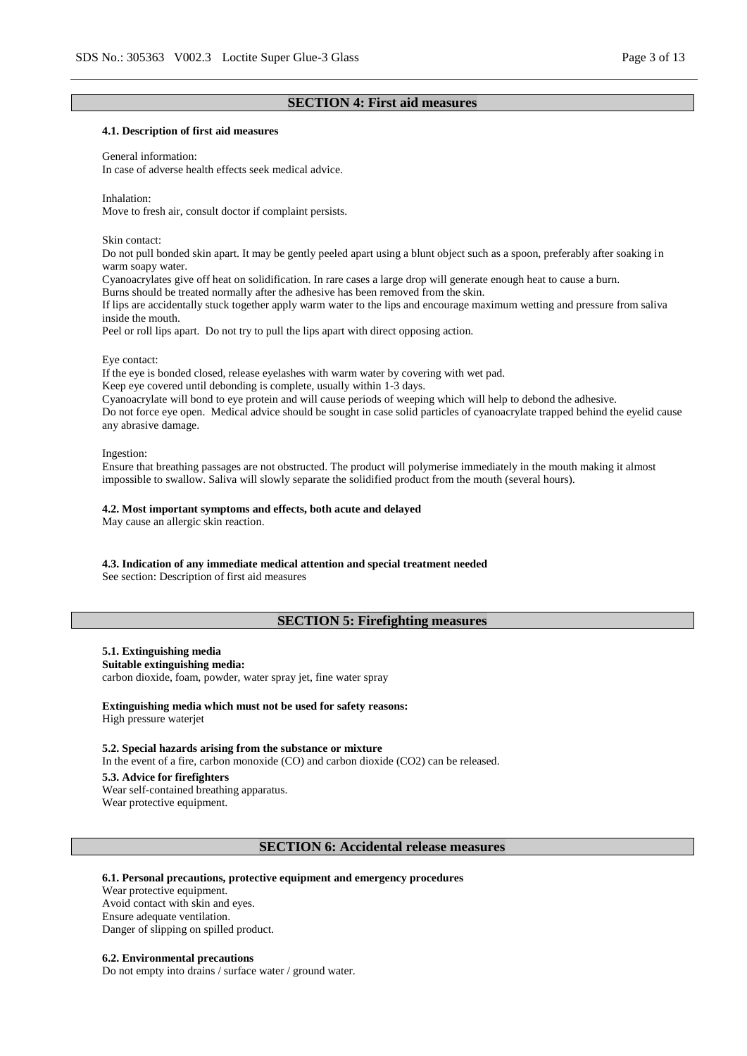## SECTION 4: First aid measures

### 4.1. Description of first aid measures

General information:
In case of adverse health effects seek medical advice.

Inhalation:
Move to fresh air, consult doctor if complaint persists.

Skin contact:
Do not pull bonded skin apart. It may be gently peeled apart using a blunt object such as a spoon, preferably after soaking in warm soapy water.
Cyanoacrylates give off heat on solidification. In rare cases a large drop will generate enough heat to cause a burn.
Burns should be treated normally after the adhesive has been removed from the skin.
If lips are accidentally stuck together apply warm water to the lips and encourage maximum wetting and pressure from saliva inside the mouth.
Peel or roll lips apart. Do not try to pull the lips apart with direct opposing action.

Eye contact:
If the eye is bonded closed, release eyelashes with warm water by covering with wet pad.
Keep eye covered until debonding is complete, usually within 1-3 days.
Cyanoacrylate will bond to eye protein and will cause periods of weeping which will help to debond the adhesive.
Do not force eye open. Medical advice should be sought in case solid particles of cyanoacrylate trapped behind the eyelid cause any abrasive damage.

Ingestion:
Ensure that breathing passages are not obstructed. The product will polymerise immediately in the mouth making it almost impossible to swallow. Saliva will slowly separate the solidified product from the mouth (several hours).

### 4.2. Most important symptoms and effects, both acute and delayed

May cause an allergic skin reaction.

### 4.3. Indication of any immediate medical attention and special treatment needed

See section: Description of first aid measures

## SECTION 5: Firefighting measures

### 5.1. Extinguishing media

**Suitable extinguishing media:**
carbon dioxide, foam, powder, water spray jet, fine water spray

**Extinguishing media which must not be used for safety reasons:**
High pressure waterjet

### 5.2. Special hazards arising from the substance or mixture

In the event of a fire, carbon monoxide (CO) and carbon dioxide ($CO_2$) can be released.

### 5.3. Advice for firefighters

Wear self-contained breathing apparatus.
Wear protective equipment.

## SECTION 6: Accidental release measures

### 6.1. Personal precautions, protective equipment and emergency procedures

Wear protective equipment.
Avoid contact with skin and eyes.
Ensure adequate ventilation.
Danger of slipping on spilled product.

### 6.2. Environmental precautions

Do not empty into drains / surface water / ground water.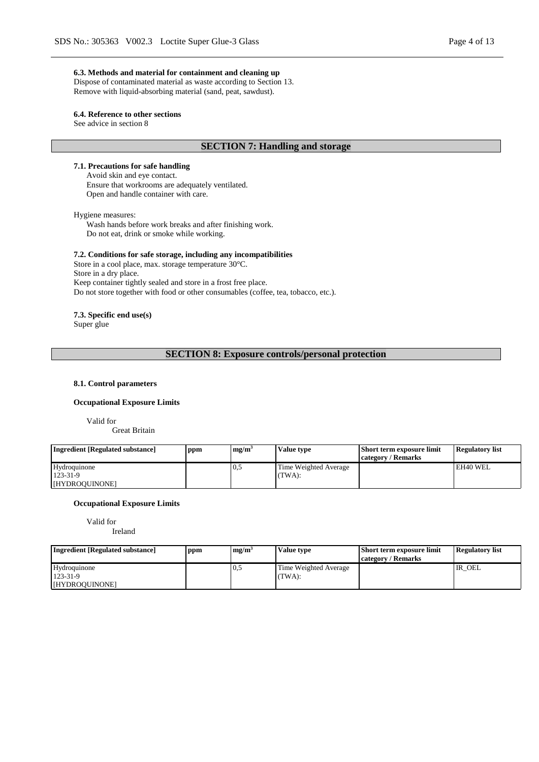### 6.3. Methods and material for containment and cleaning up

Dispose of contaminated material as waste according to Section 13.
Remove with liquid-absorbing material (sand, peat, sawdust).

### 6.4. Reference to other sections

See advice in section 8

## SECTION 7: Handling and storage

### 7.1. Precautions for safe handling

Avoid skin and eye contact.
Ensure that workrooms are adequately ventilated.
Open and handle container with care.

Hygiene measures:

Wash hands before work breaks and after finishing work.
Do not eat, drink or smoke while working.

### 7.2. Conditions for safe storage, including any incompatibilities

Store in a cool place, max. storage temperature 30°C.
Store in a dry place.
Keep container tightly sealed and store in a frost free place.
Do not store together with food or other consumables (coffee, tea, tobacco, etc.).

### 7.3. Specific end use(s)

Super glue

## SECTION 8: Exposure controls/personal protection

### 8.1. Control parameters

**Occupational Exposure Limits**

Valid for
Great Britain

| Ingredient [Regulated substance] | ppm | $mg/m^3$ | Value type | Short term exposure limit category / Remarks | Regulatory list |
|---|---|---|---|---|---|
| Hydroquinone<br>123-31-9<br>[HYDROQUINONE] | | 0,5 | Time Weighted Average (TWA): | | EH40 WEL |

**Occupational Exposure Limits**

Valid for
Ireland

| Ingredient [Regulated substance] | ppm | $mg/m^3$ | Value type | Short term exposure limit category / Remarks | Regulatory list |
|---|---|---|---|---|---|
| Hydroquinone<br>123-31-9<br>[HYDROQUINONE] | | 0,5 | Time Weighted Average (TWA): | | IR_OEL |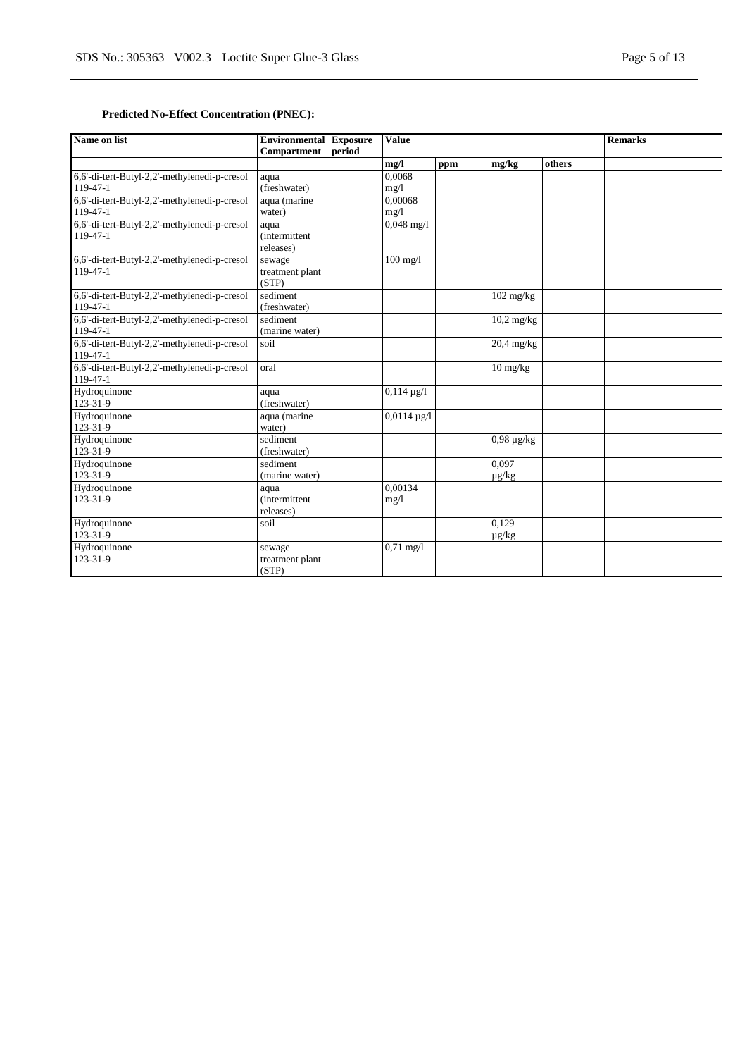**Predicted No-Effect Concentration (PNEC):**

| Name on list | Environmental Compartment | Exposure period | Value | | | | Remarks |
|---|---|---|---|---|---|---|---|
| | | | mg/l | ppm | mg/kg | others | |
| 6,6'-di-tert-Butyl-2,2'-methylenedi-p-cresol 119-47-1 | aqua (freshwater) | | 0,0068 mg/l | | | | |
| 6,6'-di-tert-Butyl-2,2'-methylenedi-p-cresol 119-47-1 | aqua (marine water) | | 0,00068 mg/l | | | | |
| 6,6'-di-tert-Butyl-2,2'-methylenedi-p-cresol 119-47-1 | aqua (intermittent releases) | | 0,048 mg/l | | | | |
| 6,6'-di-tert-Butyl-2,2'-methylenedi-p-cresol 119-47-1 | sewage treatment plant (STP) | | 100 mg/l | | | | |
| 6,6'-di-tert-Butyl-2,2'-methylenedi-p-cresol 119-47-1 | sediment (freshwater) | | | | 102 mg/kg | | |
| 6,6'-di-tert-Butyl-2,2'-methylenedi-p-cresol 119-47-1 | sediment (marine water) | | | | 10,2 mg/kg | | |
| 6,6'-di-tert-Butyl-2,2'-methylenedi-p-cresol 119-47-1 | soil | | | | 20,4 mg/kg | | |
| 6,6'-di-tert-Butyl-2,2'-methylenedi-p-cresol 119-47-1 | oral | | | | 10 mg/kg | | |
| Hydroquinone 123-31-9 | aqua (freshwater) | | 0,114 µg/l | | | | |
| Hydroquinone 123-31-9 | aqua (marine water) | | 0,0114 µg/l | | | | |
| Hydroquinone 123-31-9 | sediment (freshwater) | | | | 0,98 µg/kg | | |
| Hydroquinone 123-31-9 | sediment (marine water) | | | | 0,097 µg/kg | | |
| Hydroquinone 123-31-9 | aqua (intermittent releases) | | 0,00134 mg/l | | | | |
| Hydroquinone 123-31-9 | soil | | | | 0,129 µg/kg | | |
| Hydroquinone 123-31-9 | sewage treatment plant (STP) | | 0,71 mg/l | | | | |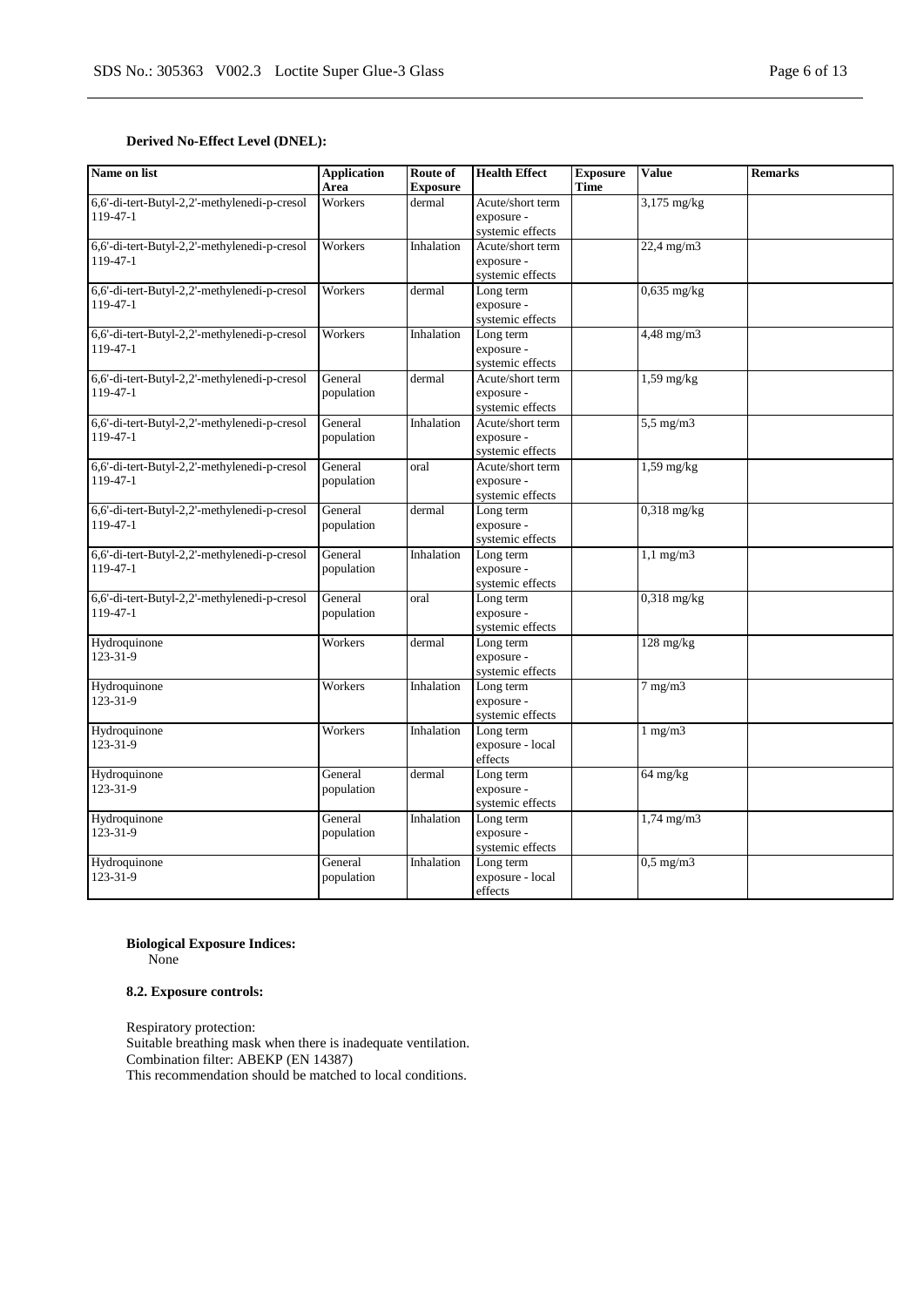**Derived No-Effect Level (DNEL):**

| Name on list | Application Area | Route of Exposure | Health Effect | Exposure Time | Value | Remarks |
|---|---|---|---|---|---|---|
| 6,6'-di-tert-Butyl-2,2'-methylenedi-p-cresol 119-47-1 | Workers | dermal | Acute/short term exposure - systemic effects | | 3,175 mg/kg | |
| 6,6'-di-tert-Butyl-2,2'-methylenedi-p-cresol 119-47-1 | Workers | Inhalation | Acute/short term exposure - systemic effects | | 22,4 mg/m3 | |
| 6,6'-di-tert-Butyl-2,2'-methylenedi-p-cresol 119-47-1 | Workers | dermal | Long term exposure - systemic effects | | 0,635 mg/kg | |
| 6,6'-di-tert-Butyl-2,2'-methylenedi-p-cresol 119-47-1 | Workers | Inhalation | Long term exposure - systemic effects | | 4,48 mg/m3 | |
| 6,6'-di-tert-Butyl-2,2'-methylenedi-p-cresol 119-47-1 | General population | dermal | Acute/short term exposure - systemic effects | | 1,59 mg/kg | |
| 6,6'-di-tert-Butyl-2,2'-methylenedi-p-cresol 119-47-1 | General population | Inhalation | Acute/short term exposure - systemic effects | | 5,5 mg/m3 | |
| 6,6'-di-tert-Butyl-2,2'-methylenedi-p-cresol 119-47-1 | General population | oral | Acute/short term exposure - systemic effects | | 1,59 mg/kg | |
| 6,6'-di-tert-Butyl-2,2'-methylenedi-p-cresol 119-47-1 | General population | dermal | Long term exposure - systemic effects | | 0,318 mg/kg | |
| 6,6'-di-tert-Butyl-2,2'-methylenedi-p-cresol 119-47-1 | General population | Inhalation | Long term exposure - systemic effects | | 1,1 mg/m3 | |
| 6,6'-di-tert-Butyl-2,2'-methylenedi-p-cresol 119-47-1 | General population | oral | Long term exposure - systemic effects | | 0,318 mg/kg | |
| Hydroquinone 123-31-9 | Workers | dermal | Long term exposure - systemic effects | | 128 mg/kg | |
| Hydroquinone 123-31-9 | Workers | Inhalation | Long term exposure - systemic effects | | 7 mg/m3 | |
| Hydroquinone 123-31-9 | Workers | Inhalation | Long term exposure - local effects | | 1 mg/m3 | |
| Hydroquinone 123-31-9 | General population | dermal | Long term exposure - systemic effects | | 64 mg/kg | |
| Hydroquinone 123-31-9 | General population | Inhalation | Long term exposure - systemic effects | | 1,74 mg/m3 | |
| Hydroquinone 123-31-9 | General population | Inhalation | Long term exposure - local effects | | 0,5 mg/m3 | |

**Biological Exposure Indices:**
None

**8.2. Exposure controls:**

Respiratory protection:
Suitable breathing mask when there is inadequate ventilation.
Combination filter: ABEKP (EN 14387)
This recommendation should be matched to local conditions.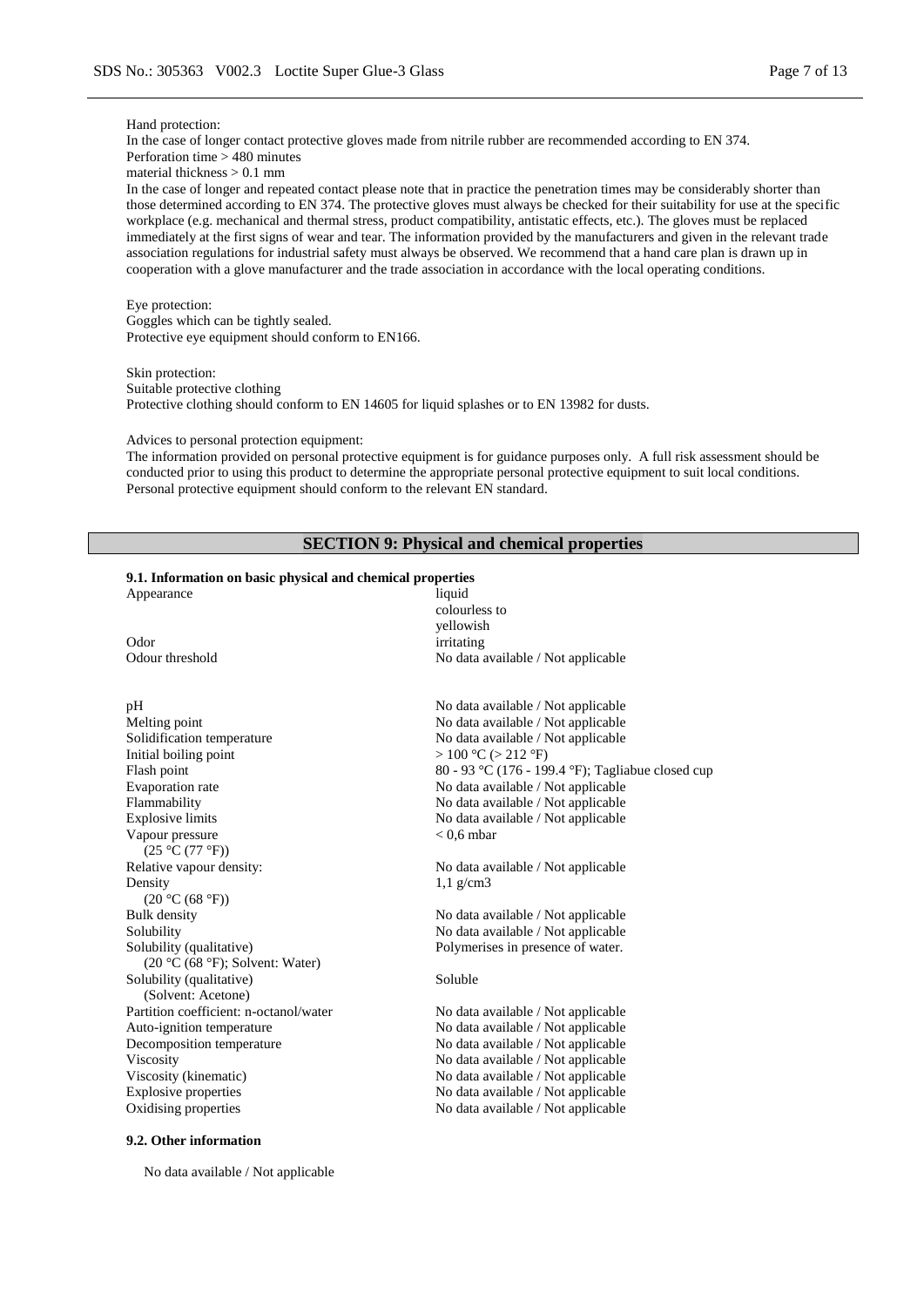Hand protection:
In the case of longer contact protective gloves made from nitrile rubber are recommended according to EN 374.
Perforation time > 480 minutes
material thickness > 0.1 mm
In the case of longer and repeated contact please note that in practice the penetration times may be considerably shorter than those determined according to EN 374. The protective gloves must always be checked for their suitability for use at the specific workplace (e.g. mechanical and thermal stress, product compatibility, antistatic effects, etc.). The gloves must be replaced immediately at the first signs of wear and tear. The information provided by the manufacturers and given in the relevant trade association regulations for industrial safety must always be observed. We recommend that a hand care plan is drawn up in cooperation with a glove manufacturer and the trade association in accordance with the local operating conditions.

Eye protection:
Goggles which can be tightly sealed.
Protective eye equipment should conform to EN166.

Skin protection:
Suitable protective clothing
Protective clothing should conform to EN 14605 for liquid splashes or to EN 13982 for dusts.

Advices to personal protection equipment:
The information provided on personal protective equipment is for guidance purposes only. A full risk assessment should be conducted prior to using this product to determine the appropriate personal protective equipment to suit local conditions. Personal protective equipment should conform to the relevant EN standard.

## SECTION 9: Physical and chemical properties

### 9.1. Information on basic physical and chemical properties

| Property | Value |
|---|---|
| Appearance | liquid colourless to yellowish |
| Odor | irritating |
| Odour threshold | No data available / Not applicable |
| pH | No data available / Not applicable |
| Melting point | No data available / Not applicable |
| Solidification temperature | No data available / Not applicable |
| Initial boiling point | > 100 °C (> 212 °F) |
| Flash point | 80 - 93 °C (176 - 199.4 °F); Tagliabue closed cup |
| Evaporation rate | No data available / Not applicable |
| Flammability | No data available / Not applicable |
| Explosive limits | No data available / Not applicable |
| Vapour pressure (25 °C (77 °F)) | < 0,6 mbar |
| Relative vapour density: | No data available / Not applicable |
| Density (20 °C (68 °F)) | 1,1 g/cm3 |
| Bulk density | No data available / Not applicable |
| Solubility | No data available / Not applicable |
| Solubility (qualitative) (20 °C (68 °F); Solvent: Water) | Polymerises in presence of water. |
| Solubility (qualitative) (Solvent: Acetone) | Soluble |
| Partition coefficient: n-octanol/water | No data available / Not applicable |
| Auto-ignition temperature | No data available / Not applicable |
| Decomposition temperature | No data available / Not applicable |
| Viscosity | No data available / Not applicable |
| Viscosity (kinematic) | No data available / Not applicable |
| Explosive properties | No data available / Not applicable |
| Oxidising properties | No data available / Not applicable |

### 9.2. Other information

No data available / Not applicable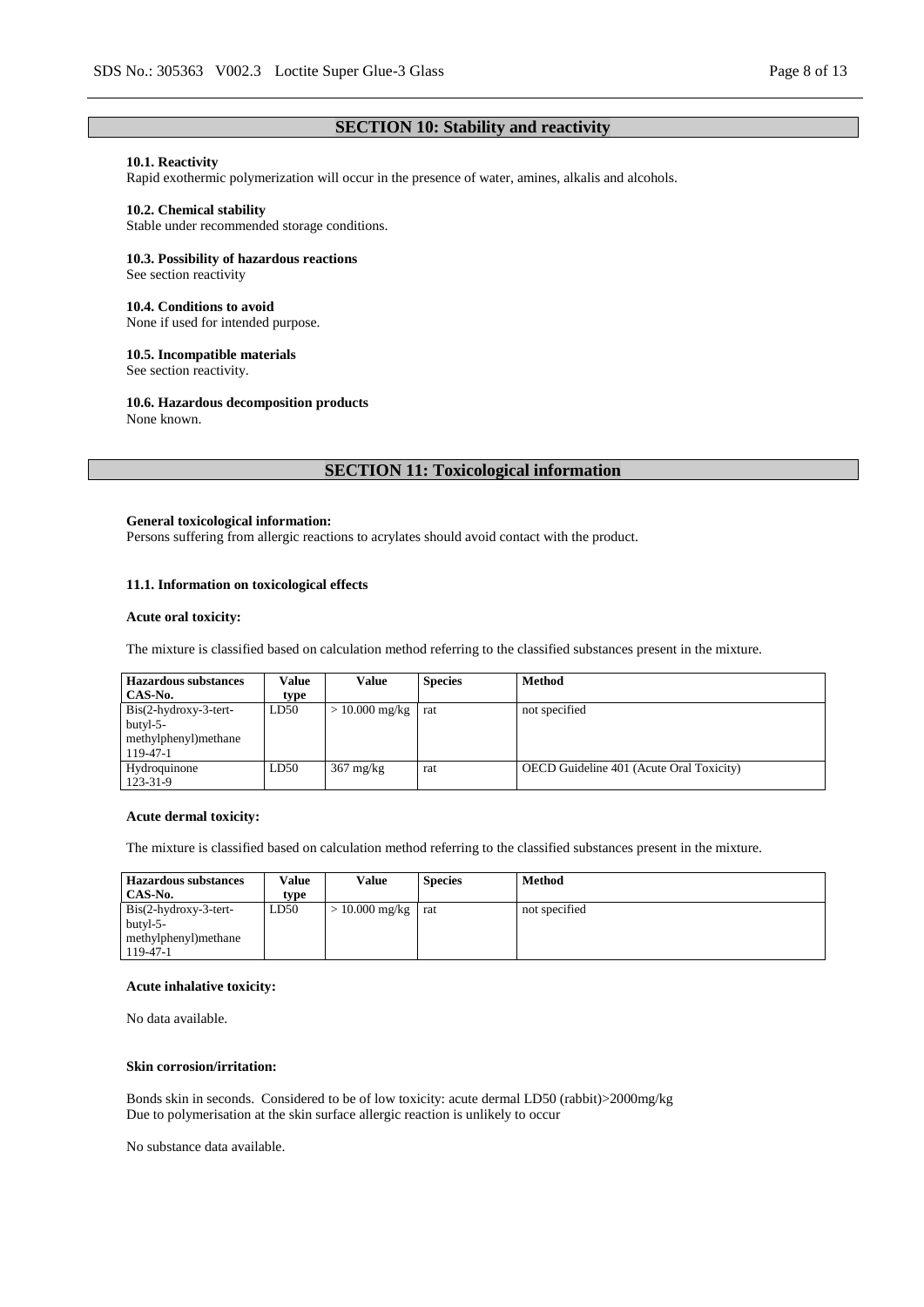## SECTION 10: Stability and reactivity

**10.1. Reactivity**
Rapid exothermic polymerization will occur in the presence of water, amines, alkalis and alcohols.

**10.2. Chemical stability**
Stable under recommended storage conditions.

**10.3. Possibility of hazardous reactions**
See section reactivity

**10.4. Conditions to avoid**
None if used for intended purpose.

**10.5. Incompatible materials**
See section reactivity.

**10.6. Hazardous decomposition products**
None known.

## SECTION 11: Toxicological information

**General toxicological information:**
Persons suffering from allergic reactions to acrylates should avoid contact with the product.

**11.1. Information on toxicological effects**

**Acute oral toxicity:**

The mixture is classified based on calculation method referring to the classified substances present in the mixture.

| Hazardous substances CAS-No. | Value type | Value | Species | Method |
|---|---|---|---|---|
| Bis(2-hydroxy-3-tert-butyl-5-methylphenyl)methane 119-47-1 | LD50 | > 10.000 mg/kg | rat | not specified |
| Hydroquinone 123-31-9 | LD50 | 367 mg/kg | rat | OECD Guideline 401 (Acute Oral Toxicity) |

**Acute dermal toxicity:**

The mixture is classified based on calculation method referring to the classified substances present in the mixture.

| Hazardous substances CAS-No. | Value type | Value | Species | Method |
|---|---|---|---|---|
| Bis(2-hydroxy-3-tert-butyl-5-methylphenyl)methane 119-47-1 | LD50 | > 10.000 mg/kg | rat | not specified |

**Acute inhalative toxicity:**

No data available.

**Skin corrosion/irritation:**

Bonds skin in seconds. Considered to be of low toxicity: acute dermal LD50 (rabbit)>2000mg/kg
Due to polymerisation at the skin surface allergic reaction is unlikely to occur

No substance data available.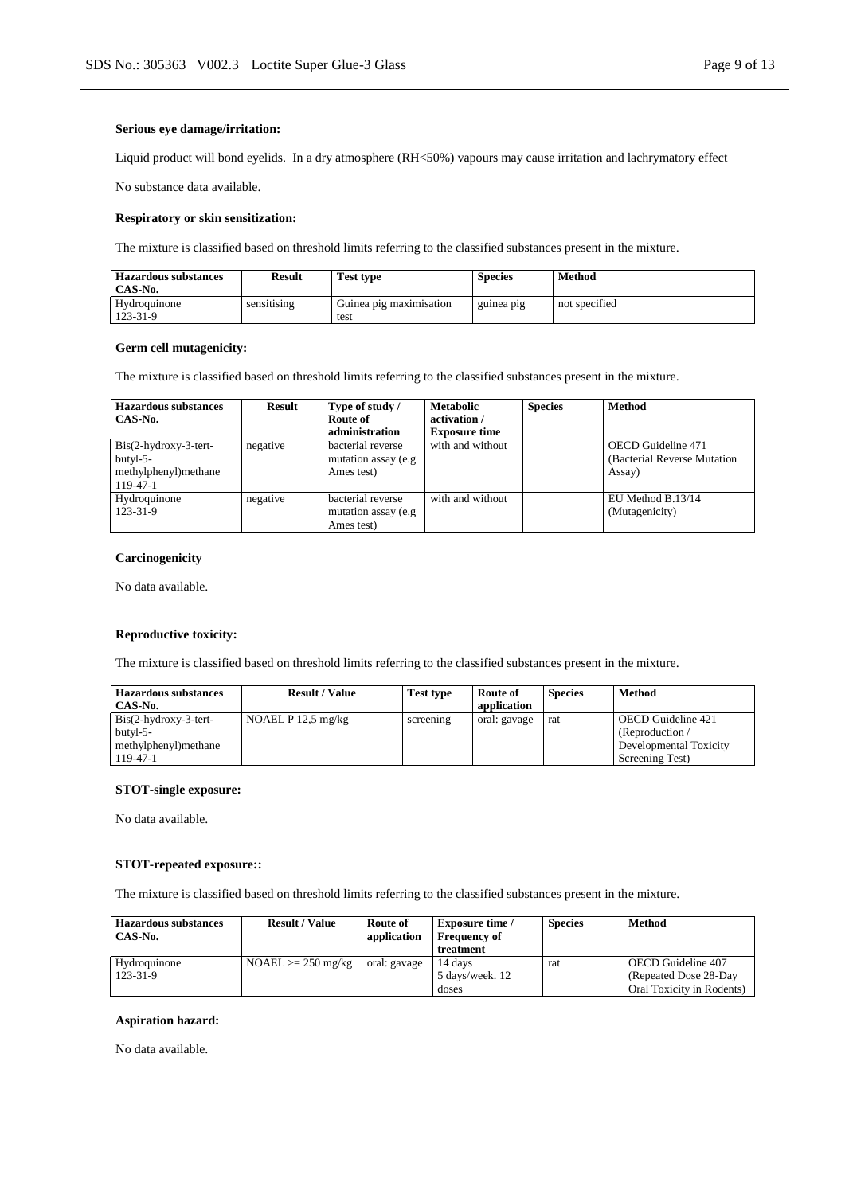**Serious eye damage/irritation:**

Liquid product will bond eyelids. In a dry atmosphere (RH<50%) vapours may cause irritation and lachrymatory effect

No substance data available.

**Respiratory or skin sensitization:**

The mixture is classified based on threshold limits referring to the classified substances present in the mixture.

| Hazardous substances CAS-No. | Result | Test type | Species | Method |
|---|---|---|---|---|
| Hydroquinone 123-31-9 | sensitising | Guinea pig maximisation test | guinea pig | not specified |

**Germ cell mutagenicity:**

The mixture is classified based on threshold limits referring to the classified substances present in the mixture.

| Hazardous substances CAS-No. | Result | Type of study / Route of administration | Metabolic activation / Exposure time | Species | Method |
|---|---|---|---|---|---|
| Bis(2-hydroxy-3-tert-butyl-5-methylphenyl)methane 119-47-1 | negative | bacterial reverse mutation assay (e.g Ames test) | with and without | | OECD Guideline 471 (Bacterial Reverse Mutation Assay) |
| Hydroquinone 123-31-9 | negative | bacterial reverse mutation assay (e.g Ames test) | with and without | | EU Method B.13/14 (Mutagenicity) |

**Carcinogenicity**

No data available.

**Reproductive toxicity:**

The mixture is classified based on threshold limits referring to the classified substances present in the mixture.

| Hazardous substances CAS-No. | Result / Value | Test type | Route of application | Species | Method |
|---|---|---|---|---|---|
| Bis(2-hydroxy-3-tert-butyl-5-methylphenyl)methane 119-47-1 | NOAEL P 12,5 mg/kg | screening | oral: gavage | rat | OECD Guideline 421 (Reproduction / Developmental Toxicity Screening Test) |

**STOT-single exposure:**

No data available.

**STOT-repeated exposure::**

The mixture is classified based on threshold limits referring to the classified substances present in the mixture.

| Hazardous substances CAS-No. | Result / Value | Route of application | Exposure time / Frequency of treatment | Species | Method |
|---|---|---|---|---|---|
| Hydroquinone 123-31-9 | NOAEL >= 250 mg/kg | oral: gavage | 14 days 5 days/week. 12 doses | rat | OECD Guideline 407 (Repeated Dose 28-Day Oral Toxicity in Rodents) |

**Aspiration hazard:**

No data available.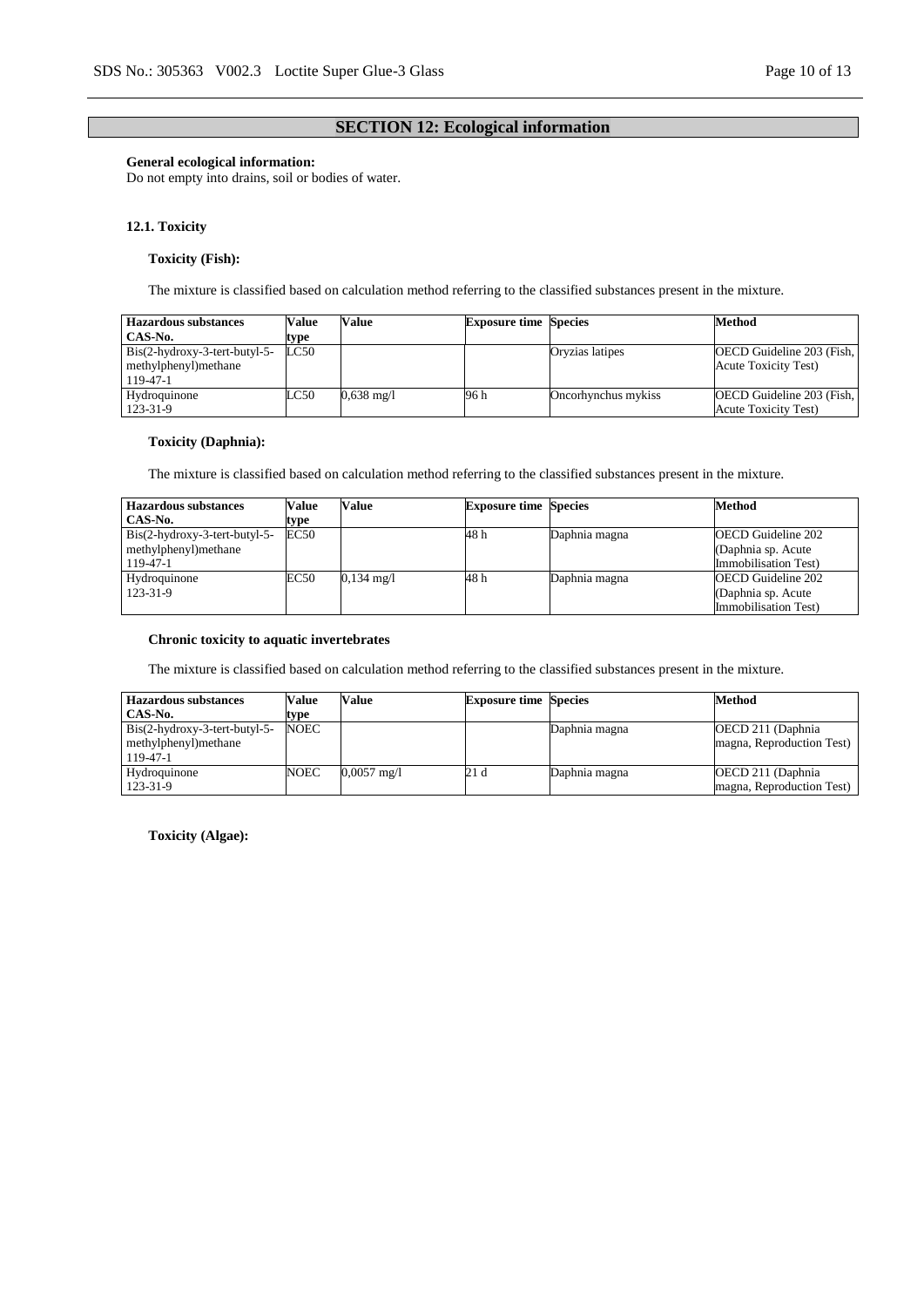## SECTION 12: Ecological information

**General ecological information:**
Do not empty into drains, soil or bodies of water.

### 12.1. Toxicity

**Toxicity (Fish):**

The mixture is classified based on calculation method referring to the classified substances present in the mixture.

| Hazardous substances CAS-No. | Value type | Value | Exposure time | Species | Method |
|---|---|---|---|---|---|
| Bis(2-hydroxy-3-tert-butyl-5-methylphenyl)methane 119-47-1 | LC50 | | | Oryzias latipes | OECD Guideline 203 (Fish, Acute Toxicity Test) |
| Hydroquinone 123-31-9 | LC50 | 0,638 mg/l | 96 h | Oncorhynchus mykiss | OECD Guideline 203 (Fish, Acute Toxicity Test) |

**Toxicity (Daphnia):**

The mixture is classified based on calculation method referring to the classified substances present in the mixture.

| Hazardous substances CAS-No. | Value type | Value | Exposure time | Species | Method |
|---|---|---|---|---|---|
| Bis(2-hydroxy-3-tert-butyl-5-methylphenyl)methane 119-47-1 | EC50 | | 48 h | Daphnia magna | OECD Guideline 202 (Daphnia sp. Acute Immobilisation Test) |
| Hydroquinone 123-31-9 | EC50 | 0,134 mg/l | 48 h | Daphnia magna | OECD Guideline 202 (Daphnia sp. Acute Immobilisation Test) |

**Chronic toxicity to aquatic invertebrates**

The mixture is classified based on calculation method referring to the classified substances present in the mixture.

| Hazardous substances CAS-No. | Value type | Value | Exposure time | Species | Method |
|---|---|---|---|---|---|
| Bis(2-hydroxy-3-tert-butyl-5-methylphenyl)methane 119-47-1 | NOEC | | | Daphnia magna | OECD 211 (Daphnia magna, Reproduction Test) |
| Hydroquinone 123-31-9 | NOEC | 0,0057 mg/l | 21 d | Daphnia magna | OECD 211 (Daphnia magna, Reproduction Test) |

**Toxicity (Algae):**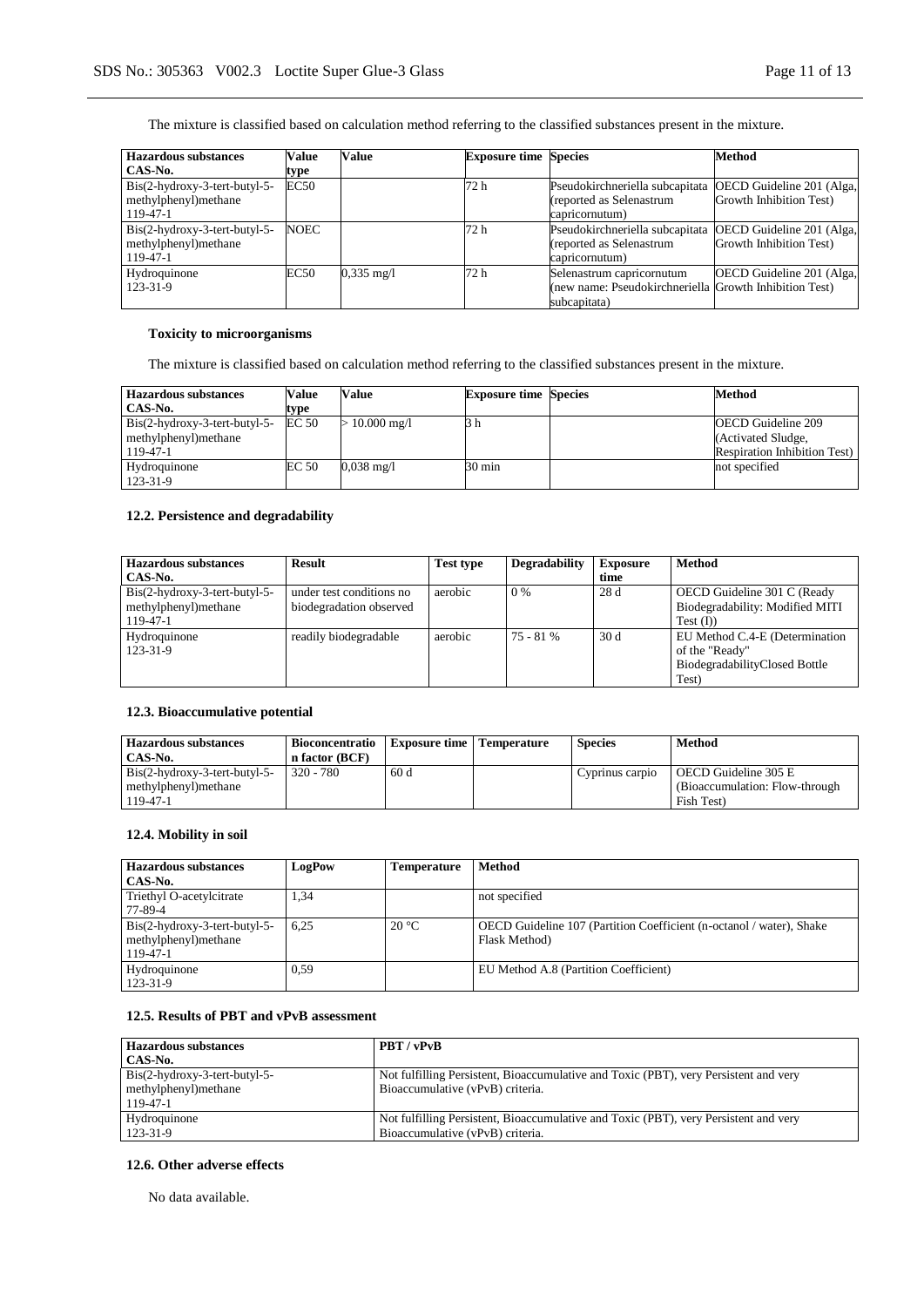The mixture is classified based on calculation method referring to the classified substances present in the mixture.

| Hazardous substances CAS-No. | Value type | Value | Exposure time | Species | Method |
|---|---|---|---|---|---|
| Bis(2-hydroxy-3-tert-butyl-5-methylphenyl)methane 119-47-1 | EC50 | | 72 h | Pseudokirchneriella subcapitata (reported as Selenastrum capricornutum) | OECD Guideline 201 (Alga, Growth Inhibition Test) |
| Bis(2-hydroxy-3-tert-butyl-5-methylphenyl)methane 119-47-1 | NOEC | | 72 h | Pseudokirchneriella subcapitata (reported as Selenastrum capricornutum) | OECD Guideline 201 (Alga, Growth Inhibition Test) |
| Hydroquinone 123-31-9 | EC50 | 0,335 mg/l | 72 h | Selenastrum capricornutum (new name: Pseudokirchneriella subcapitata) | OECD Guideline 201 (Alga, Growth Inhibition Test) |

#### Toxicity to microorganisms

The mixture is classified based on calculation method referring to the classified substances present in the mixture.

| Hazardous substances CAS-No. | Value type | Value | Exposure time | Species | Method |
|---|---|---|---|---|---|
| Bis(2-hydroxy-3-tert-butyl-5-methylphenyl)methane 119-47-1 | EC 50 | > 10.000 mg/l | 3 h | | OECD Guideline 209 (Activated Sludge, Respiration Inhibition Test) |
| Hydroquinone 123-31-9 | EC 50 | 0,038 mg/l | 30 min | | not specified |

#### 12.2. Persistence and degradability

| Hazardous substances CAS-No. | Result | Test type | Degradability | Exposure time | Method |
|---|---|---|---|---|---|
| Bis(2-hydroxy-3-tert-butyl-5-methylphenyl)methane 119-47-1 | under test conditions no biodegradation observed | aerobic | 0 % | 28 d | OECD Guideline 301 C (Ready Biodegradability: Modified MITI Test (I)) |
| Hydroquinone 123-31-9 | readily biodegradable | aerobic | 75 - 81 % | 30 d | EU Method C.4-E (Determination of the "Ready" BiodegradabilityClosed Bottle Test) |

#### 12.3. Bioaccumulative potential

| Hazardous substances CAS-No. | Bioconcentration factor (BCF) | Exposure time | Temperature | Species | Method |
|---|---|---|---|---|---|
| Bis(2-hydroxy-3-tert-butyl-5-methylphenyl)methane 119-47-1 | 320 - 780 | 60 d | | Cyprinus carpio | OECD Guideline 305 E (Bioaccumulation: Flow-through Fish Test) |

#### 12.4. Mobility in soil

| Hazardous substances CAS-No. | LogPow | Temperature | Method |
|---|---|---|---|
| Triethyl O-acetylcitrate 77-89-4 | 1,34 | | not specified |
| Bis(2-hydroxy-3-tert-butyl-5-methylphenyl)methane 119-47-1 | 6,25 | 20 °C | OECD Guideline 107 (Partition Coefficient (n-octanol / water), Shake Flask Method) |
| Hydroquinone 123-31-9 | 0,59 | | EU Method A.8 (Partition Coefficient) |

#### 12.5. Results of PBT and vPvB assessment

| Hazardous substances CAS-No. | PBT / vPvB |
|---|---|
| Bis(2-hydroxy-3-tert-butyl-5-methylphenyl)methane 119-47-1 | Not fulfilling Persistent, Bioaccumulative and Toxic (PBT), very Persistent and very Bioaccumulative (vPvB) criteria. |
| Hydroquinone 123-31-9 | Not fulfilling Persistent, Bioaccumulative and Toxic (PBT), very Persistent and very Bioaccumulative (vPvB) criteria. |

#### 12.6. Other adverse effects

No data available.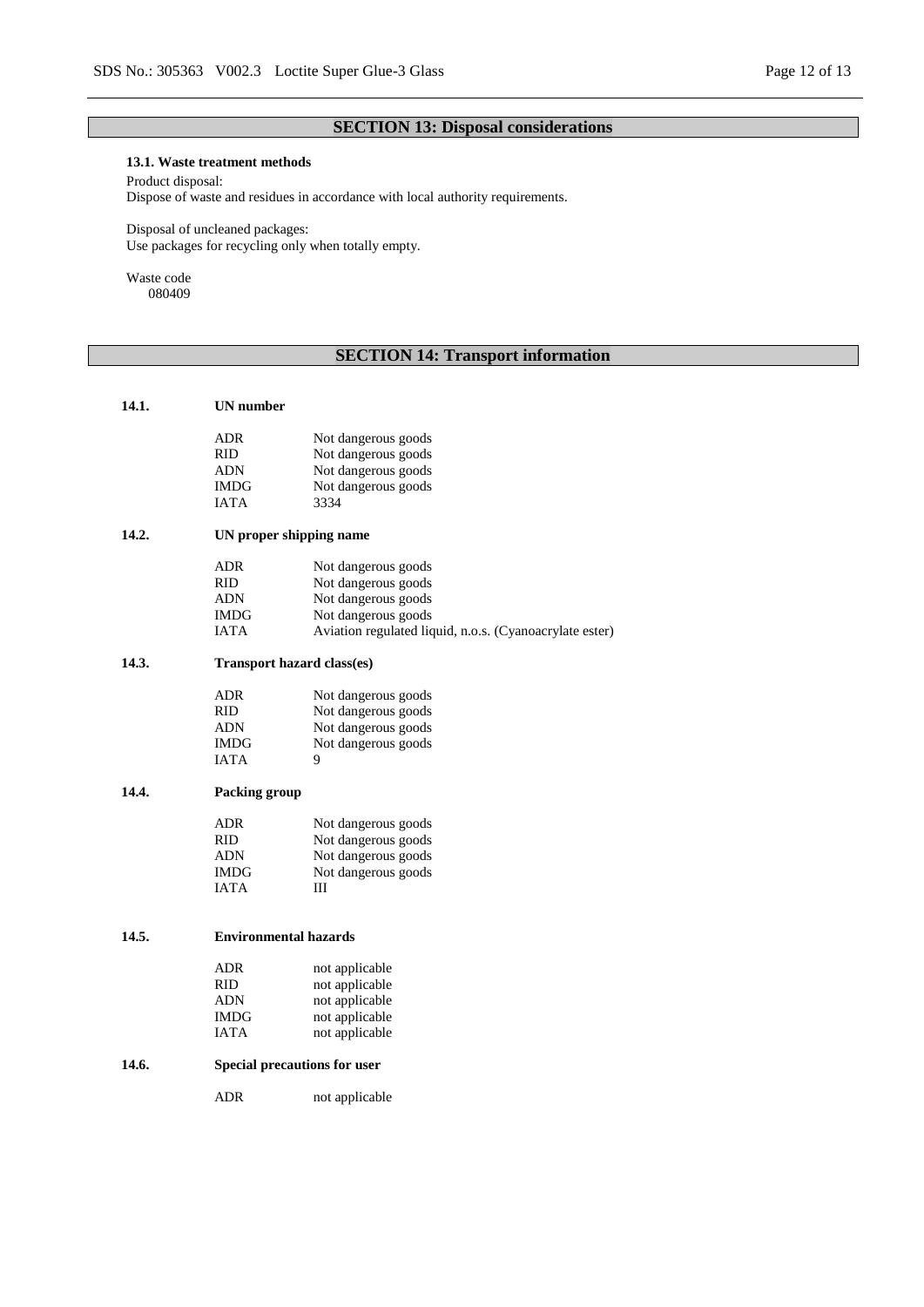## SECTION 13: Disposal considerations

### 13.1. Waste treatment methods

Product disposal:
Dispose of waste and residues in accordance with local authority requirements.

Disposal of uncleaned packages:
Use packages for recycling only when totally empty.

Waste code
080409

## SECTION 14: Transport information

### 14.1. UN number

| | |
|---|---|
| ADR | Not dangerous goods |
| RID | Not dangerous goods |
| ADN | Not dangerous goods |
| IMDG | Not dangerous goods |
| IATA | 3334 |

### 14.2. UN proper shipping name

| | |
|---|---|
| ADR | Not dangerous goods |
| RID | Not dangerous goods |
| ADN | Not dangerous goods |
| IMDG | Not dangerous goods |
| IATA | Aviation regulated liquid, n.o.s. (Cyanoacrylate ester) |

### 14.3. Transport hazard class(es)

| | |
|---|---|
| ADR | Not dangerous goods |
| RID | Not dangerous goods |
| ADN | Not dangerous goods |
| IMDG | Not dangerous goods |
| IATA | 9 |

### 14.4. Packing group

| | |
|---|---|
| ADR | Not dangerous goods |
| RID | Not dangerous goods |
| ADN | Not dangerous goods |
| IMDG | Not dangerous goods |
| IATA | III |

### 14.5. Environmental hazards

| | |
|---|---|
| ADR | not applicable |
| RID | not applicable |
| ADN | not applicable |
| IMDG | not applicable |
| IATA | not applicable |

### 14.6. Special precautions for user

| | |
|---|---|
| ADR | not applicable |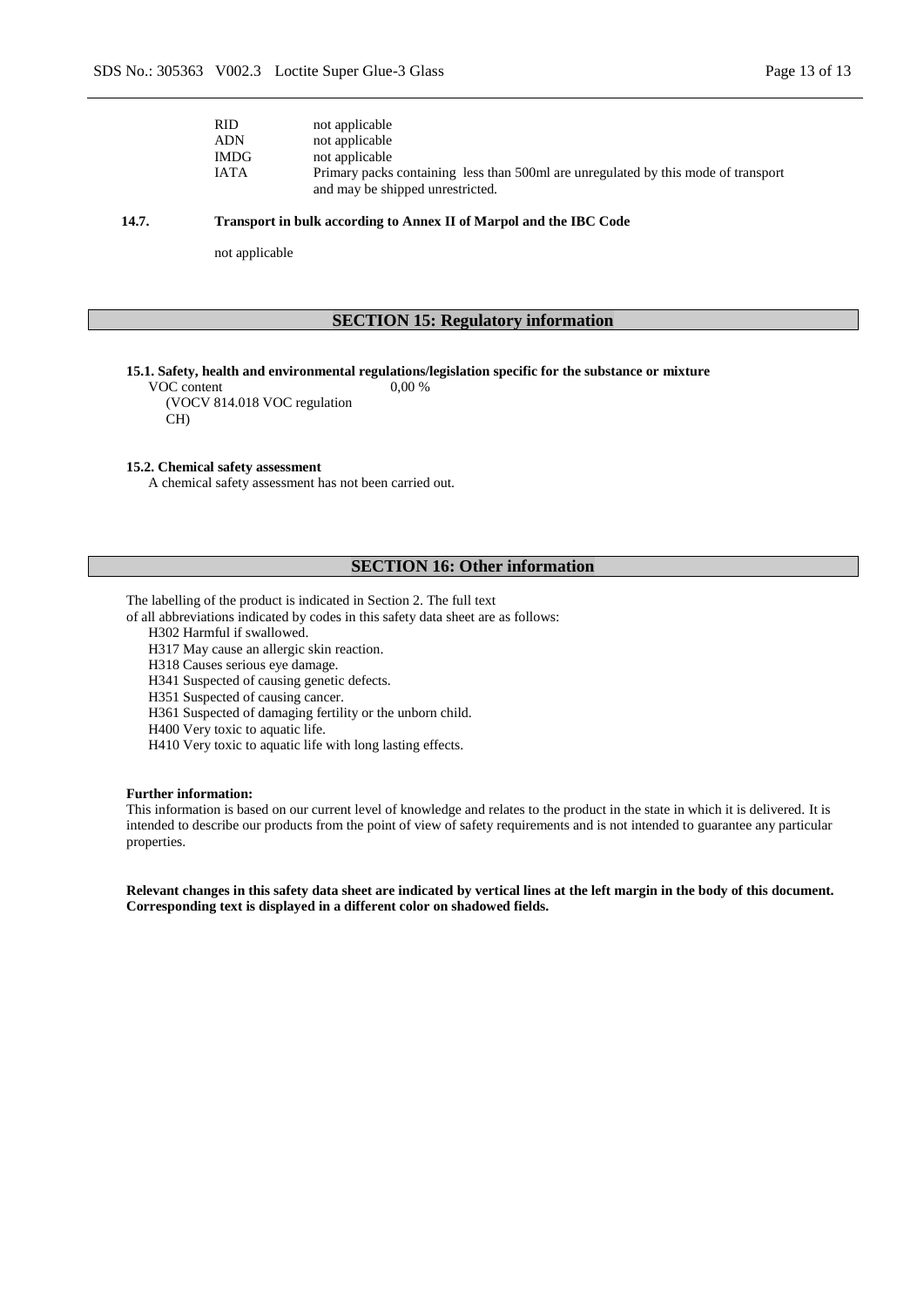| | |
|---|---|
| RID | not applicable |
| ADN | not applicable |
| IMDG | not applicable |
| IATA | Primary packs containing less than 500ml are unregulated by this mode of transport and may be shipped unrestricted. |

**14.7. Transport in bulk according to Annex II of Marpol and the IBC Code**

not applicable

## SECTION 15: Regulatory information

**15.1. Safety, health and environmental regulations/legislation specific for the substance or mixture**

VOC content (VOCV 814.018 VOC regulation CH) 0,00 %

**15.2. Chemical safety assessment**

A chemical safety assessment has not been carried out.

## SECTION 16: Other information

The labelling of the product is indicated in Section 2. The full text of all abbreviations indicated by codes in this safety data sheet are as follows:

H302 Harmful if swallowed.
H317 May cause an allergic skin reaction.
H318 Causes serious eye damage.
H341 Suspected of causing genetic defects.
H351 Suspected of causing cancer.
H361 Suspected of damaging fertility or the unborn child.
H400 Very toxic to aquatic life.
H410 Very toxic to aquatic life with long lasting effects.

**Further information:**

This information is based on our current level of knowledge and relates to the product in the state in which it is delivered. It is intended to describe our products from the point of view of safety requirements and is not intended to guarantee any particular properties.

**Relevant changes in this safety data sheet are indicated by vertical lines at the left margin in the body of this document. Corresponding text is displayed in a different color on shadowed fields.**